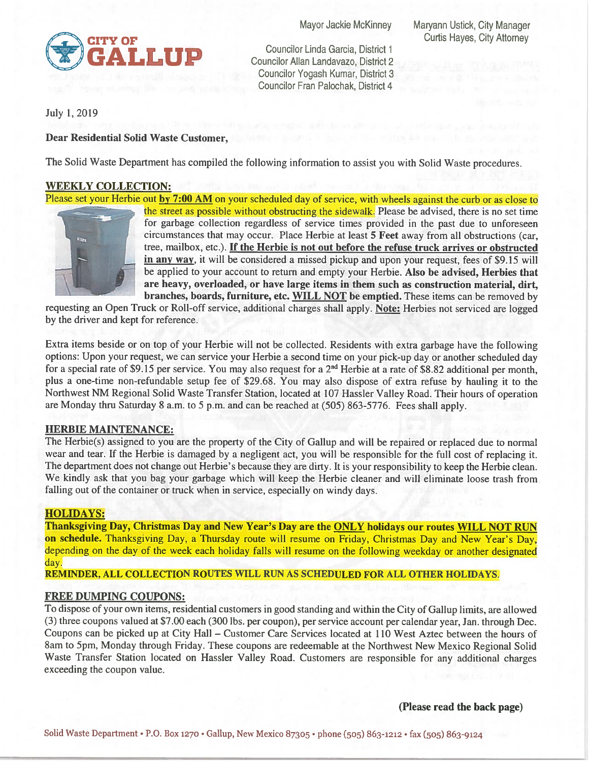# CITY OF GALLUP

Mayor Jackie McKinney

Councilor Linda Garcia, District 1
Councilor Allan Landavazo, District 2
Councilor Yogash Kumar, District 3
Councilor Fran Palochak, District 4

Maryann Ustick, City Manager
Curtis Hayes, City Attorney

July 1, 2019

**Dear Residential Solid Waste Customer,**

The Solid Waste Department has compiled the following information to assist you with Solid Waste procedures.

## WEEKLY COLLECTION:

Please set your Herbie out **by 7:00 AM** on your scheduled day of service, with wheels against the curb or as close to the street as possible without obstructing the sidewalk. Please be advised, there is no set time for garbage collection regardless of service times provided in the past due to unforeseen circumstances that may occur. Place Herbie at least **5 Feet** away from all obstructions (car, tree, mailbox, etc.). **If the Herbie is not out before the refuse truck arrives or obstructed in any way**, it will be considered a missed pickup and upon your request, fees of $9.15 will be applied to your account to return and empty your Herbie. **Also be advised, Herbies that are heavy, overloaded, or have large items in them such as construction material, dirt, branches, boards, furniture, etc. WILL NOT be emptied.** These items can be removed by requesting an Open Truck or Roll-off service, additional charges shall apply. **Note:** Herbies not serviced are logged by the driver and kept for reference.

Extra items beside or on top of your Herbie will not be collected. Residents with extra garbage have the following options: Upon your request, we can service your Herbie a second time on your pick-up day or another scheduled day for a special rate of $9.15 per service. You may also request for a 2nd Herbie at a rate of $8.82 additional per month, plus a one-time non-refundable setup fee of $29.68. You may also dispose of extra refuse by hauling it to the Northwest NM Regional Solid Waste Transfer Station, located at 107 Hassler Valley Road. Their hours of operation are Monday thru Saturday 8 a.m. to 5 p.m. and can be reached at (505) 863-5776. Fees shall apply.

## HERBIE MAINTENANCE:

The Herbie(s) assigned to you are the property of the City of Gallup and will be repaired or replaced due to normal wear and tear. If the Herbie is damaged by a negligent act, you will be responsible for the full cost of replacing it. The department does not change out Herbie's because they are dirty. It is your responsibility to keep the Herbie clean. We kindly ask that you bag your garbage which will keep the Herbie cleaner and will eliminate loose trash from falling out of the container or truck when in service, especially on windy days.

## HOLIDAYS:

**Thanksgiving Day, Christmas Day and New Year's Day are the ONLY holidays our routes WILL NOT RUN on schedule.** Thanksgiving Day, a Thursday route will resume on Friday, Christmas Day and New Year's Day, depending on the day of the week each holiday falls will resume on the following weekday or another designated day.

**REMINDER, ALL COLLECTION ROUTES WILL RUN AS SCHEDULED FOR ALL OTHER HOLIDAYS.**

## FREE DUMPING COUPONS:

To dispose of your own items, residential customers in good standing and within the City of Gallup limits, are allowed (3) three coupons valued at $7.00 each (300 lbs. per coupon), per service account per calendar year, Jan. through Dec. Coupons can be picked up at City Hall – Customer Care Services located at 110 West Aztec between the hours of 8am to 5pm, Monday through Friday. These coupons are redeemable at the Northwest New Mexico Regional Solid Waste Transfer Station located on Hassler Valley Road. Customers are responsible for any additional charges exceeding the coupon value.

**(Please read the back page)**

Solid Waste Department • P.O. Box 1270 • Gallup, New Mexico 87305 • phone (505) 863-1212 • fax (505) 863-9124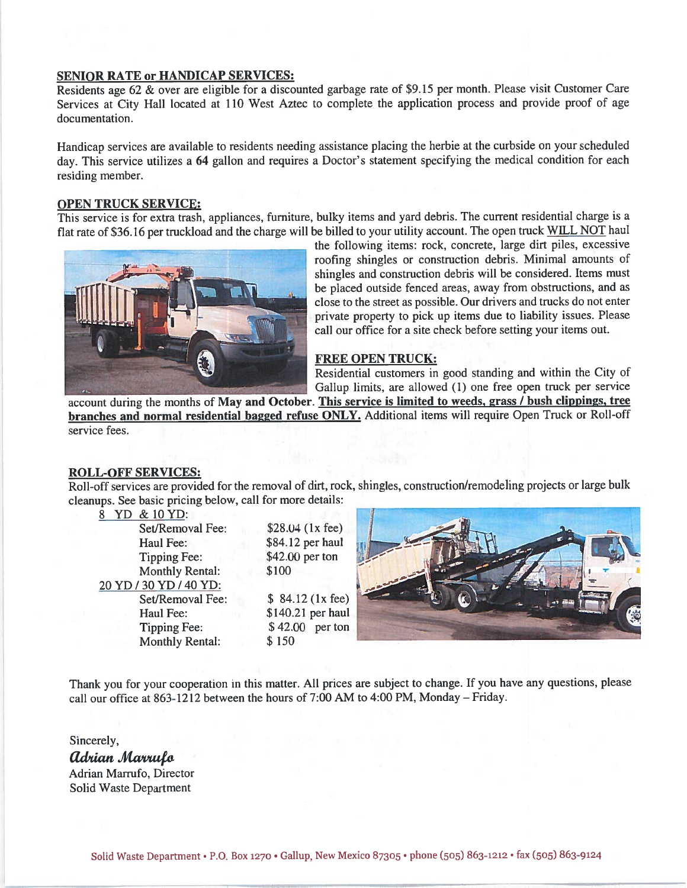**SENIOR RATE or HANDICAP SERVICES:**

Residents age 62 & over are eligible for a discounted garbage rate of $9.15 per month. Please visit Customer Care Services at City Hall located at 110 West Aztec to complete the application process and provide proof of age documentation.

Handicap services are available to residents needing assistance placing the herbie at the curbside on your scheduled day. This service utilizes a **64** gallon and requires a Doctor's statement specifying the medical condition for each residing member.

**OPEN TRUCK SERVICE:**

This service is for extra trash, appliances, furniture, bulky items and yard debris. The current residential charge is a flat rate of $36.16 per truckload and the charge will be billed to your utility account. The open truck WILL NOT haul the following items: rock, concrete, large dirt piles, excessive roofing shingles or construction debris. Minimal amounts of shingles and construction debris will be considered. Items must be placed outside fenced areas, away from obstructions, and as close to the street as possible. Our drivers and trucks do not enter private property to pick up items due to liability issues. Please call our office for a site check before setting your items out.

**FREE OPEN TRUCK:**

Residential customers in good standing and within the City of Gallup limits, are allowed (1) one free open truck per service account during the months of **May and October**. **This service is limited to weeds, grass / bush clippings, tree branches and normal residential bagged refuse ONLY.** Additional items will require Open Truck or Roll-off service fees.

**ROLL-OFF SERVICES:**

Roll-off services are provided for the removal of dirt, rock, shingles, construction/remodeling projects or large bulk cleanups. See basic pricing below, call for more details:

| | |
|---|---|
| **8 YD & 10 YD:** | |
| Set/Removal Fee: | $28.04 (1x fee) |
| Haul Fee: | $84.12 per haul |
| Tipping Fee: | $42.00 per ton |
| Monthly Rental: | $100 |
| **20 YD / 30 YD / 40 YD:** | |
| Set/Removal Fee: | $ 84.12 (1x fee) |
| Haul Fee: | $140.21 per haul |
| Tipping Fee: | $ 42.00 per ton |
| Monthly Rental: | $ 150 |

Thank you for your cooperation in this matter. All prices are subject to change. If you have any questions, please call our office at 863-1212 between the hours of 7:00 AM to 4:00 PM, Monday – Friday.

Sincerely,

*Adrian Marrufo*

Adrian Marrufo, Director
Solid Waste Department

Solid Waste Department • P.O. Box 1270 • Gallup, New Mexico 87305 • phone (505) 863-1212 • fax (505) 863-9124